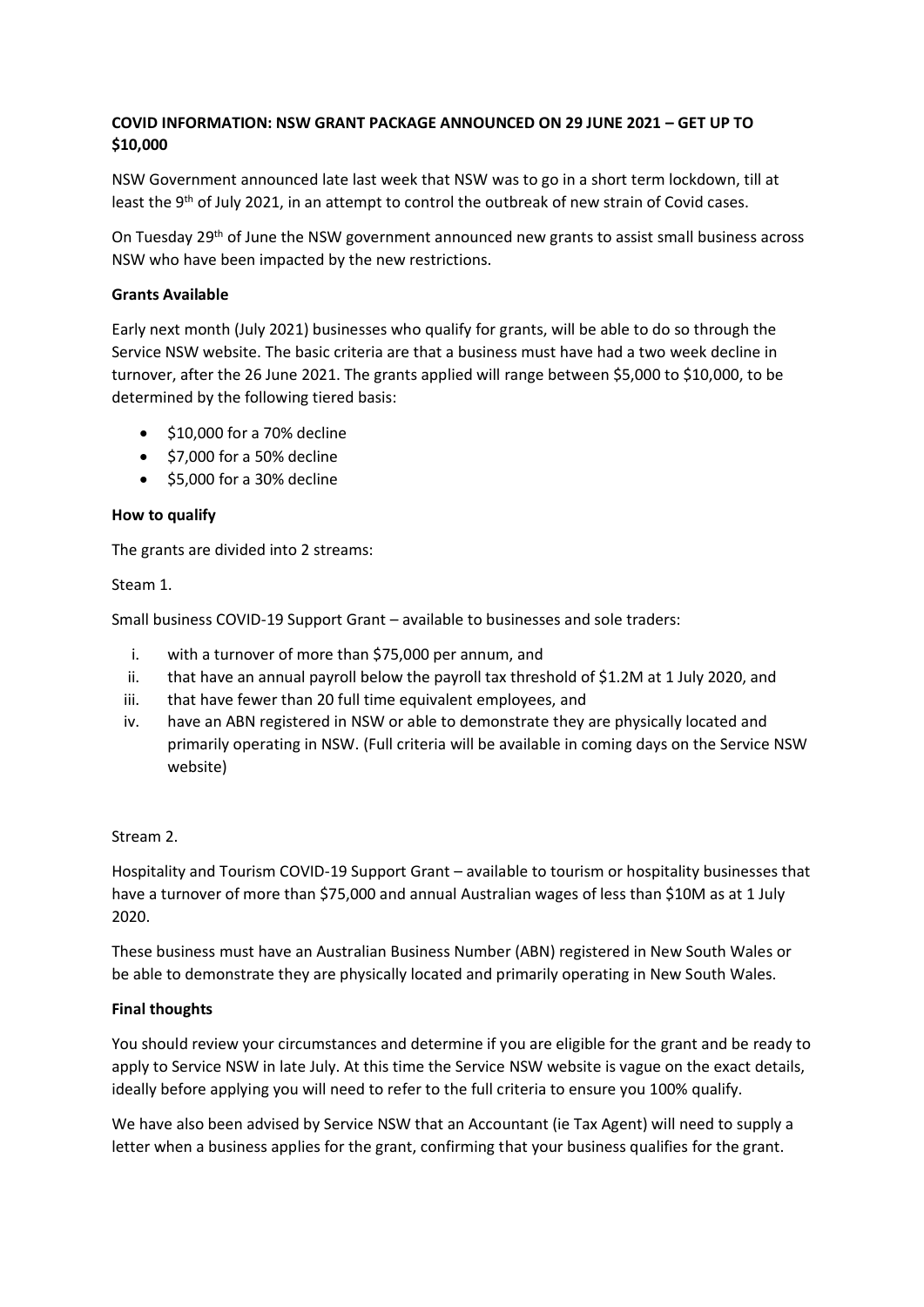**COVID INFORMATION: NSW GRANT PACKAGE ANNOUNCED ON 29 JUNE 2021 – GET UP TO $10,000**

NSW Government announced late last week that NSW was to go in a short term lockdown, till at least the 9th of July 2021, in an attempt to control the outbreak of new strain of Covid cases.

On Tuesday 29th of June the NSW government announced new grants to assist small business across NSW who have been impacted by the new restrictions.

**Grants Available**

Early next month (July 2021) businesses who qualify for grants, will be able to do so through the Service NSW website. The basic criteria are that a business must have had a two week decline in turnover, after the 26 June 2021. The grants applied will range between $5,000 to $10,000, to be determined by the following tiered basis:

- $10,000 for a 70% decline
- $7,000 for a 50% decline
- $5,000 for a 30% decline

**How to qualify**

The grants are divided into 2 streams:

Steam 1.

Small business COVID-19 Support Grant – available to businesses and sole traders:

i. with a turnover of more than $75,000 per annum, and
ii. that have an annual payroll below the payroll tax threshold of $1.2M at 1 July 2020, and
iii. that have fewer than 20 full time equivalent employees, and
iv. have an ABN registered in NSW or able to demonstrate they are physically located and primarily operating in NSW. (Full criteria will be available in coming days on the Service NSW website)

Stream 2.

Hospitality and Tourism COVID-19 Support Grant – available to tourism or hospitality businesses that have a turnover of more than $75,000 and annual Australian wages of less than $10M as at 1 July 2020.

These business must have an Australian Business Number (ABN) registered in New South Wales or be able to demonstrate they are physically located and primarily operating in New South Wales.

**Final thoughts**

You should review your circumstances and determine if you are eligible for the grant and be ready to apply to Service NSW in late July. At this time the Service NSW website is vague on the exact details, ideally before applying you will need to refer to the full criteria to ensure you 100% qualify.

We have also been advised by Service NSW that an Accountant (ie Tax Agent) will need to supply a letter when a business applies for the grant, confirming that your business qualifies for the grant.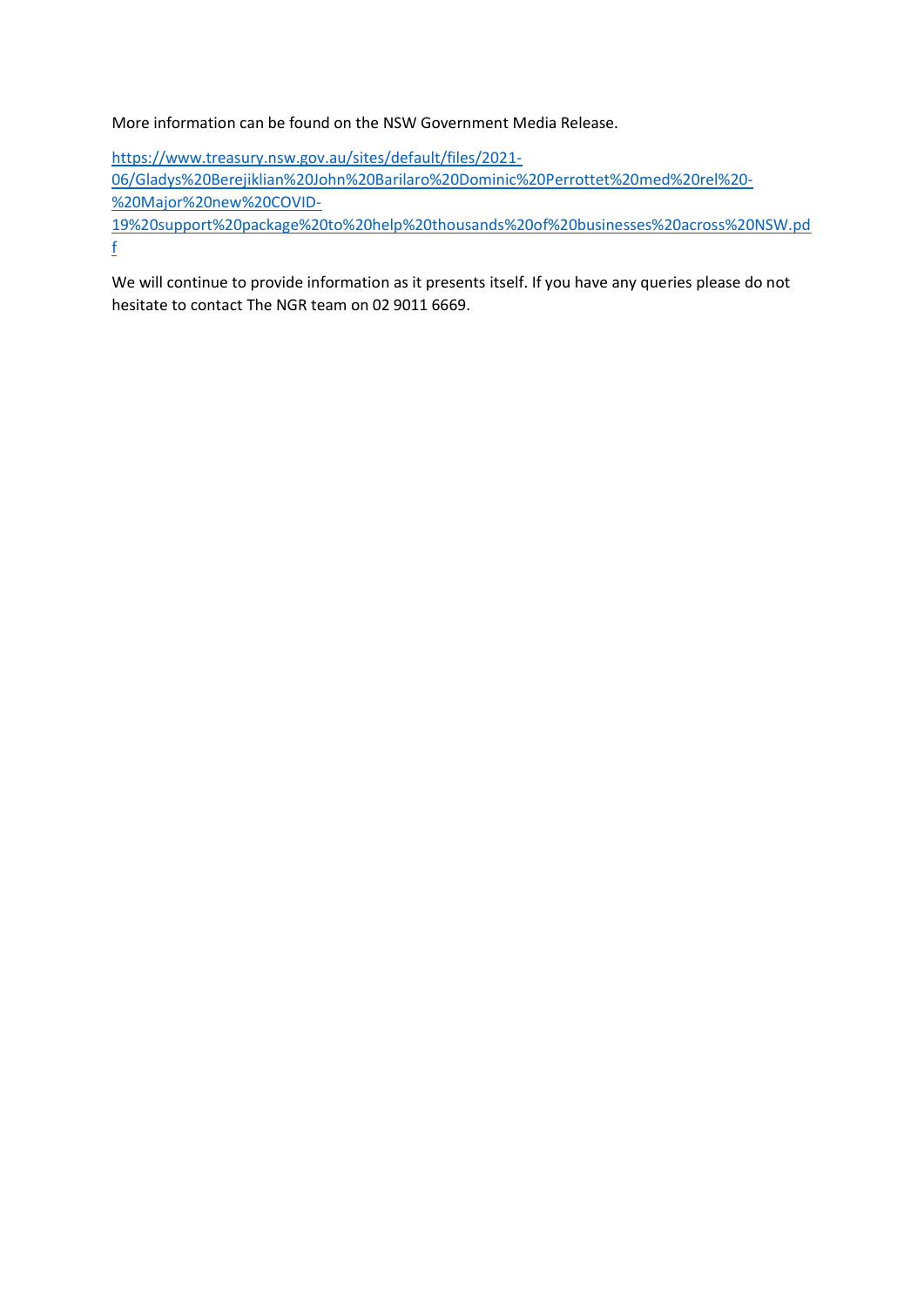More information can be found on the NSW Government Media Release.

https://www.treasury.nsw.gov.au/sites/default/files/2021-06/Gladys%20Berejiklian%20John%20Barilaro%20Dominic%20Perrottet%20med%20rel%20-%20Major%20new%20COVID-19%20support%20package%20to%20help%20thousands%20of%20businesses%20across%20NSW.pdf

We will continue to provide information as it presents itself. If you have any queries please do not hesitate to contact The NGR team on 02 9011 6669.